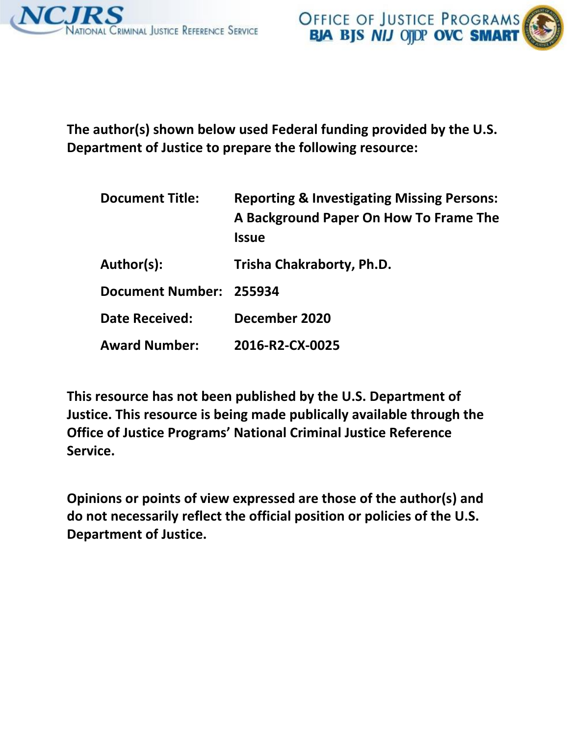**The author(s) shown below used Federal funding provided by the U.S. Department of Justice to prepare the following resource:**

| | |
|---|---|
| **Document Title:** | **Reporting & Investigating Missing Persons: A Background Paper On How To Frame The Issue** |
| **Author(s):** | **Trisha Chakraborty, Ph.D.** |
| **Document Number:** | **255934** |
| **Date Received:** | **December 2020** |
| **Award Number:** | **2016-R2-CX-0025** |

**This resource has not been published by the U.S. Department of Justice. This resource is being made publically available through the Office of Justice Programs' National Criminal Justice Reference Service.**

**Opinions or points of view expressed are those of the author(s) and do not necessarily reflect the official position or policies of the U.S. Department of Justice.**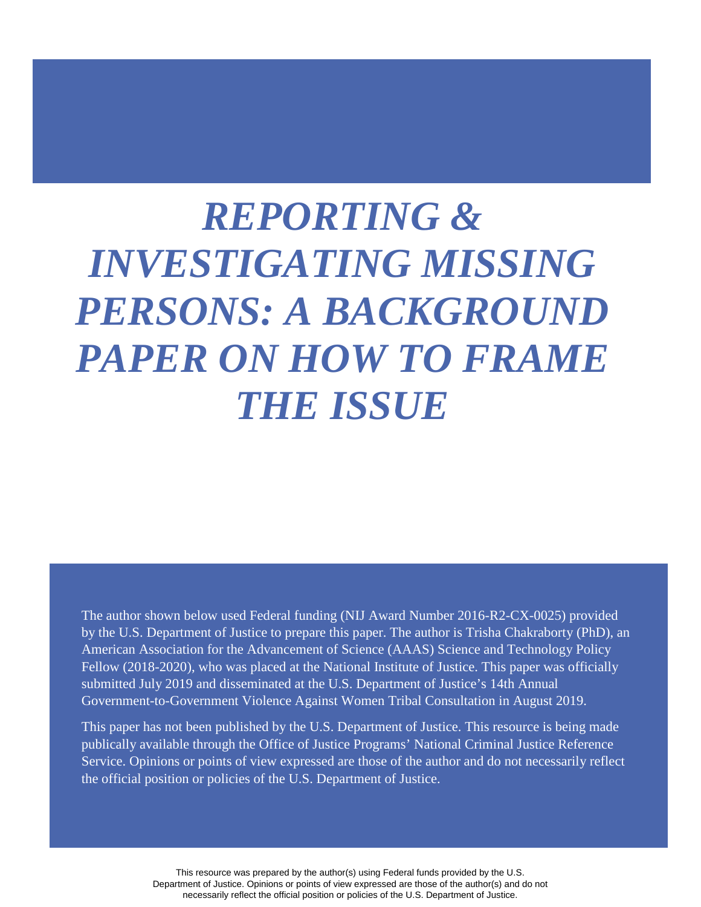# *REPORTING & INVESTIGATING MISSING PERSONS: A BACKGROUND PAPER ON HOW TO FRAME THE ISSUE*

The author shown below used Federal funding (NIJ Award Number 2016-R2-CX-0025) provided by the U.S. Department of Justice to prepare this paper. The author is Trisha Chakraborty (PhD), an American Association for the Advancement of Science (AAAS) Science and Technology Policy Fellow (2018-2020), who was placed at the National Institute of Justice. This paper was officially submitted July 2019 and disseminated at the U.S. Department of Justice's 14th Annual Government-to-Government Violence Against Women Tribal Consultation in August 2019.

This paper has not been published by the U.S. Department of Justice. This resource is being made publically available through the Office of Justice Programs' National Criminal Justice Reference Service. Opinions or points of view expressed are those of the author and do not necessarily reflect the official position or policies of the U.S. Department of Justice.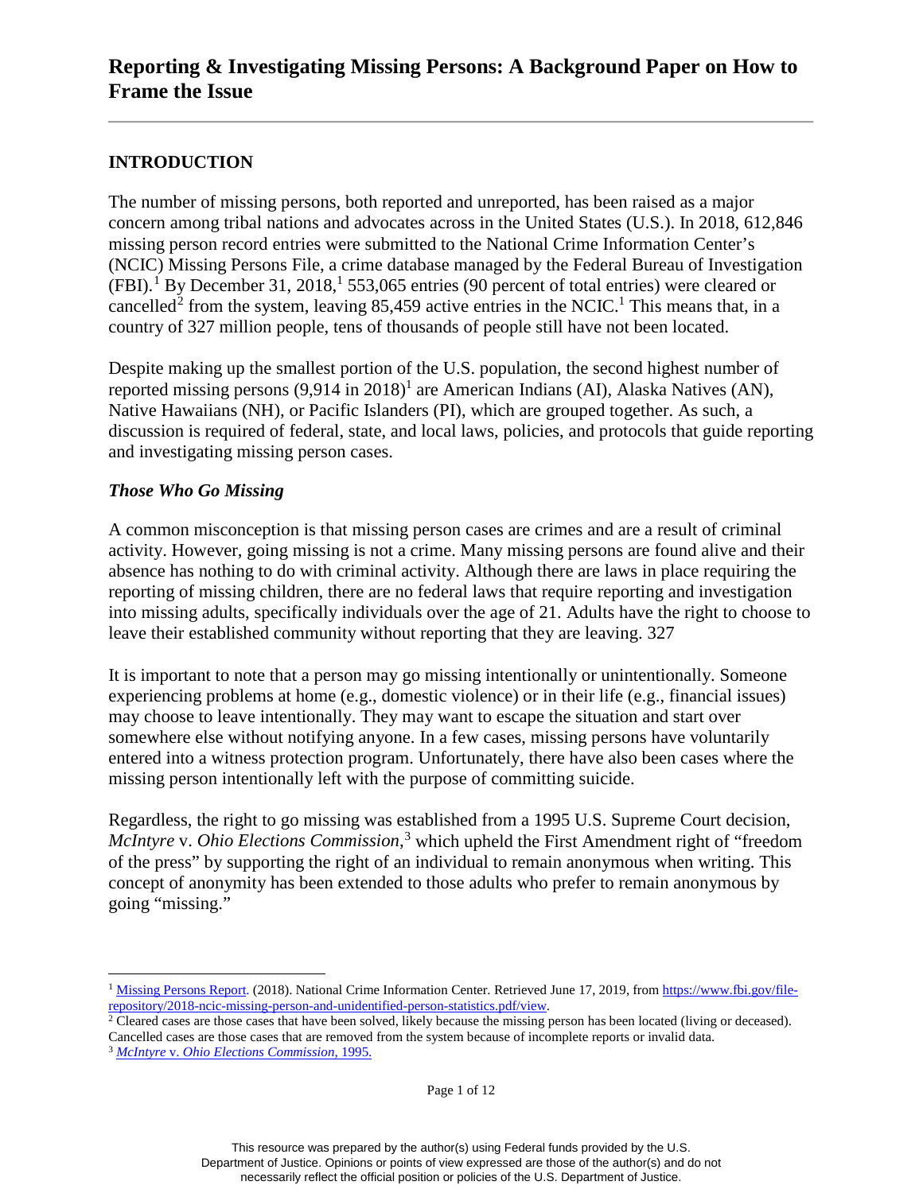# Reporting & Investigating Missing Persons: A Background Paper on How to Frame the Issue

## INTRODUCTION

The number of missing persons, both reported and unreported, has been raised as a major concern among tribal nations and advocates across in the United States (U.S.). In 2018, 612,846 missing person record entries were submitted to the National Crime Information Center's (NCIC) Missing Persons File, a crime database managed by the Federal Bureau of Investigation (FBI).[1] By December 31, 2018,[1] 553,065 entries (90 percent of total entries) were cleared or cancelled[2] from the system, leaving 85,459 active entries in the NCIC.[1] This means that, in a country of 327 million people, tens of thousands of people still have not been located.

Despite making up the smallest portion of the U.S. population, the second highest number of reported missing persons (9,914 in 2018)[1] are American Indians (AI), Alaska Natives (AN), Native Hawaiians (NH), or Pacific Islanders (PI), which are grouped together. As such, a discussion is required of federal, state, and local laws, policies, and protocols that guide reporting and investigating missing person cases.

### *Those Who Go Missing*

A common misconception is that missing person cases are crimes and are a result of criminal activity. However, going missing is not a crime. Many missing persons are found alive and their absence has nothing to do with criminal activity. Although there are laws in place requiring the reporting of missing children, there are no federal laws that require reporting and investigation into missing adults, specifically individuals over the age of 21. Adults have the right to choose to leave their established community without reporting that they are leaving. 327

It is important to note that a person may go missing intentionally or unintentionally. Someone experiencing problems at home (e.g., domestic violence) or in their life (e.g., financial issues) may choose to leave intentionally. They may want to escape the situation and start over somewhere else without notifying anyone. In a few cases, missing persons have voluntarily entered into a witness protection program. Unfortunately, there have also been cases where the missing person intentionally left with the purpose of committing suicide.

Regardless, the right to go missing was established from a 1995 U.S. Supreme Court decision, *McIntyre* v. *Ohio Elections Commission,*[3] which upheld the First Amendment right of "freedom of the press" by supporting the right of an individual to remain anonymous when writing. This concept of anonymity has been extended to those adults who prefer to remain anonymous by going "missing."

---

[1] Missing Persons Report. (2018). National Crime Information Center. Retrieved June 17, 2019, from https://www.fbi.gov/file-repository/2018-ncic-missing-person-and-unidentified-person-statistics.pdf/view.

[2] Cleared cases are those cases that have been solved, likely because the missing person has been located (living or deceased). Cancelled cases are those cases that are removed from the system because of incomplete reports or invalid data.

[3] *McIntyre* v. *Ohio Elections Commission,* 1995.

This resource was prepared by the author(s) using Federal funds provided by the U.S. Department of Justice. Opinions or points of view expressed are those of the author(s) and do not necessarily reflect the official position or policies of the U.S. Department of Justice.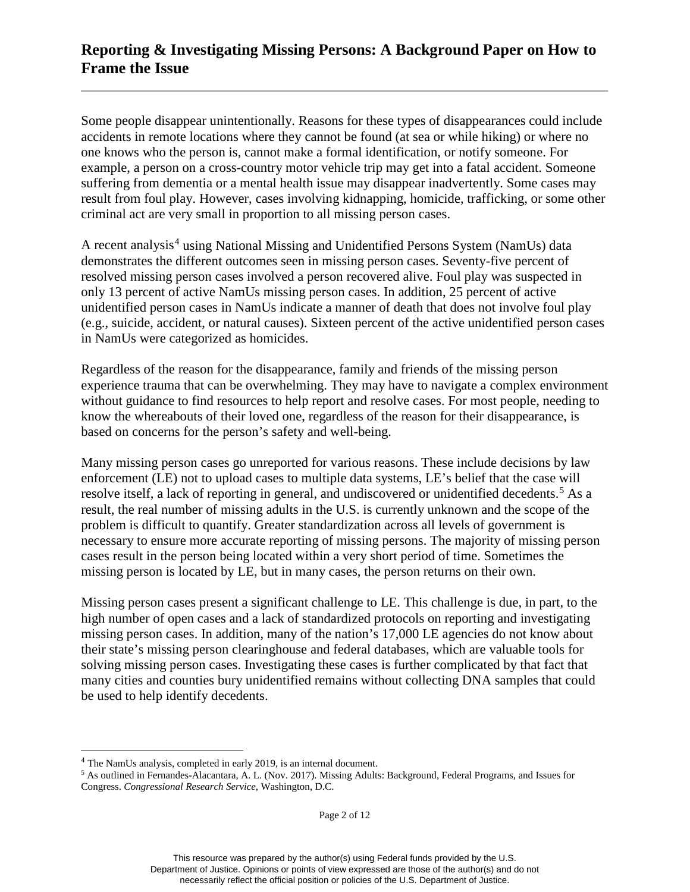Some people disappear unintentionally. Reasons for these types of disappearances could include accidents in remote locations where they cannot be found (at sea or while hiking) or where no one knows who the person is, cannot make a formal identification, or notify someone. For example, a person on a cross-country motor vehicle trip may get into a fatal accident. Someone suffering from dementia or a mental health issue may disappear inadvertently. Some cases may result from foul play. However, cases involving kidnapping, homicide, trafficking, or some other criminal act are very small in proportion to all missing person cases.

A recent analysis[4] using National Missing and Unidentified Persons System (NamUs) data demonstrates the different outcomes seen in missing person cases. Seventy-five percent of resolved missing person cases involved a person recovered alive. Foul play was suspected in only 13 percent of active NamUs missing person cases. In addition, 25 percent of active unidentified person cases in NamUs indicate a manner of death that does not involve foul play (e.g., suicide, accident, or natural causes). Sixteen percent of the active unidentified person cases in NamUs were categorized as homicides.

Regardless of the reason for the disappearance, family and friends of the missing person experience trauma that can be overwhelming. They may have to navigate a complex environment without guidance to find resources to help report and resolve cases. For most people, needing to know the whereabouts of their loved one, regardless of the reason for their disappearance, is based on concerns for the person's safety and well-being.

Many missing person cases go unreported for various reasons. These include decisions by law enforcement (LE) not to upload cases to multiple data systems, LE's belief that the case will resolve itself, a lack of reporting in general, and undiscovered or unidentified decedents.[5] As a result, the real number of missing adults in the U.S. is currently unknown and the scope of the problem is difficult to quantify. Greater standardization across all levels of government is necessary to ensure more accurate reporting of missing persons. The majority of missing person cases result in the person being located within a very short period of time. Sometimes the missing person is located by LE, but in many cases, the person returns on their own.

Missing person cases present a significant challenge to LE. This challenge is due, in part, to the high number of open cases and a lack of standardized protocols on reporting and investigating missing person cases. In addition, many of the nation's 17,000 LE agencies do not know about their state's missing person clearinghouse and federal databases, which are valuable tools for solving missing person cases. Investigating these cases is further complicated by that fact that many cities and counties bury unidentified remains without collecting DNA samples that could be used to help identify decedents.

---

[4] The NamUs analysis, completed in early 2019, is an internal document.

[5] As outlined in Fernandes-Alacantara, A. L. (Nov. 2017). Missing Adults: Background, Federal Programs, and Issues for Congress. *Congressional Research Service*, Washington, D.C.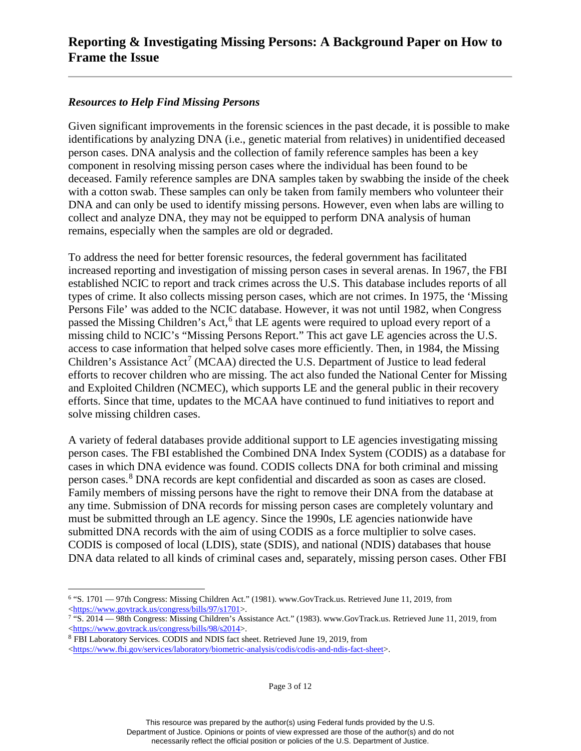### *Resources to Help Find Missing Persons*

Given significant improvements in the forensic sciences in the past decade, it is possible to make identifications by analyzing DNA (i.e., genetic material from relatives) in unidentified deceased person cases. DNA analysis and the collection of family reference samples has been a key component in resolving missing person cases where the individual has been found to be deceased. Family reference samples are DNA samples taken by swabbing the inside of the cheek with a cotton swab. These samples can only be taken from family members who volunteer their DNA and can only be used to identify missing persons. However, even when labs are willing to collect and analyze DNA, they may not be equipped to perform DNA analysis of human remains, especially when the samples are old or degraded.

To address the need for better forensic resources, the federal government has facilitated increased reporting and investigation of missing person cases in several arenas. In 1967, the FBI established NCIC to report and track crimes across the U.S. This database includes reports of all types of crime. It also collects missing person cases, which are not crimes. In 1975, the 'Missing Persons File' was added to the NCIC database. However, it was not until 1982, when Congress passed the Missing Children's Act,[6] that LE agents were required to upload every report of a missing child to NCIC's "Missing Persons Report." This act gave LE agencies across the U.S. access to case information that helped solve cases more efficiently. Then, in 1984, the Missing Children's Assistance Act[7] (MCAA) directed the U.S. Department of Justice to lead federal efforts to recover children who are missing. The act also funded the National Center for Missing and Exploited Children (NCMEC), which supports LE and the general public in their recovery efforts. Since that time, updates to the MCAA have continued to fund initiatives to report and solve missing children cases.

A variety of federal databases provide additional support to LE agencies investigating missing person cases. The FBI established the Combined DNA Index System (CODIS) as a database for cases in which DNA evidence was found. CODIS collects DNA for both criminal and missing person cases.[8] DNA records are kept confidential and discarded as soon as cases are closed. Family members of missing persons have the right to remove their DNA from the database at any time. Submission of DNA records for missing person cases are completely voluntary and must be submitted through an LE agency. Since the 1990s, LE agencies nationwide have submitted DNA records with the aim of using CODIS as a force multiplier to solve cases. CODIS is composed of local (LDIS), state (SDIS), and national (NDIS) databases that house DNA data related to all kinds of criminal cases and, separately, missing person cases. Other FBI

---

[6] "S. 1701 — 97th Congress: Missing Children Act." (1981). www.GovTrack.us. Retrieved June 11, 2019, from <https://www.govtrack.us/congress/bills/97/s1701>.

[7] "S. 2014 — 98th Congress: Missing Children's Assistance Act." (1983). www.GovTrack.us. Retrieved June 11, 2019, from <https://www.govtrack.us/congress/bills/98/s2014>.

[8] FBI Laboratory Services. CODIS and NDIS fact sheet. Retrieved June 19, 2019, from <https://www.fbi.gov/services/laboratory/biometric-analysis/codis/codis-and-ndis-fact-sheet>.

This resource was prepared by the author(s) using Federal funds provided by the U.S. Department of Justice. Opinions or points of view expressed are those of the author(s) and do not necessarily reflect the official position or policies of the U.S. Department of Justice.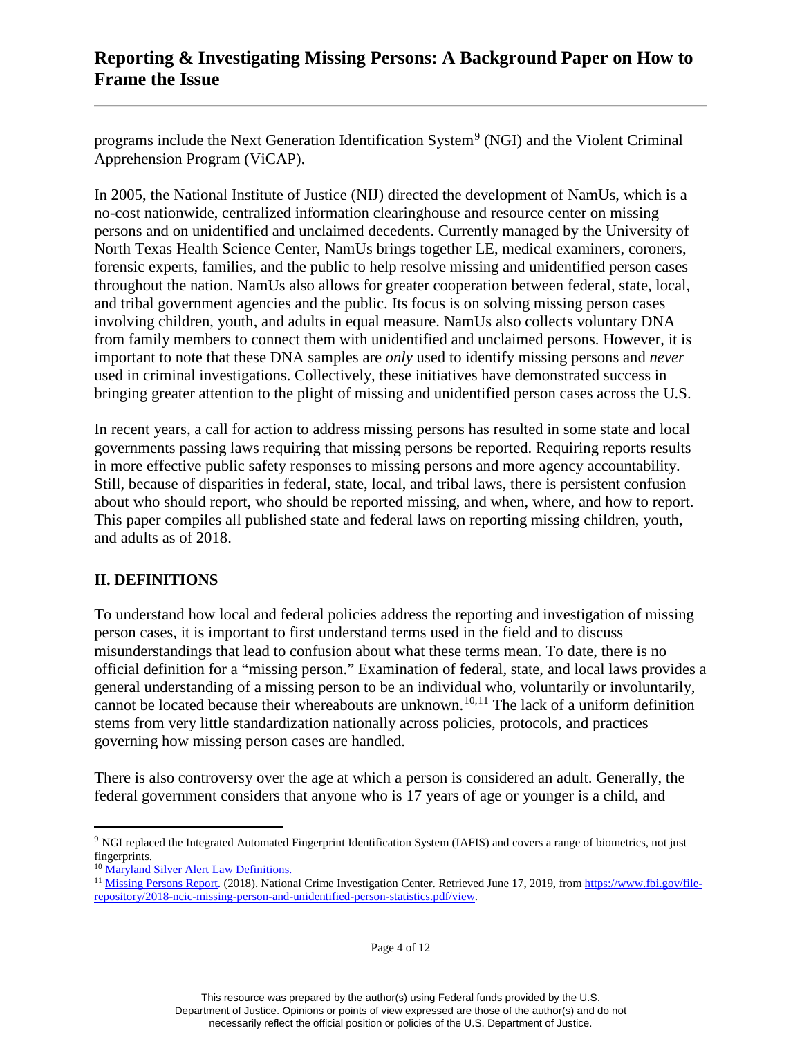programs include the Next Generation Identification System[9] (NGI) and the Violent Criminal Apprehension Program (ViCAP).

In 2005, the National Institute of Justice (NIJ) directed the development of NamUs, which is a no-cost nationwide, centralized information clearinghouse and resource center on missing persons and on unidentified and unclaimed decedents. Currently managed by the University of North Texas Health Science Center, NamUs brings together LE, medical examiners, coroners, forensic experts, families, and the public to help resolve missing and unidentified person cases throughout the nation. NamUs also allows for greater cooperation between federal, state, local, and tribal government agencies and the public. Its focus is on solving missing person cases involving children, youth, and adults in equal measure. NamUs also collects voluntary DNA from family members to connect them with unidentified and unclaimed persons. However, it is important to note that these DNA samples are *only* used to identify missing persons and *never* used in criminal investigations. Collectively, these initiatives have demonstrated success in bringing greater attention to the plight of missing and unidentified person cases across the U.S.

In recent years, a call for action to address missing persons has resulted in some state and local governments passing laws requiring that missing persons be reported. Requiring reports results in more effective public safety responses to missing persons and more agency accountability. Still, because of disparities in federal, state, local, and tribal laws, there is persistent confusion about who should report, who should be reported missing, and when, where, and how to report. This paper compiles all published state and federal laws on reporting missing children, youth, and adults as of 2018.

## II. DEFINITIONS

To understand how local and federal policies address the reporting and investigation of missing person cases, it is important to first understand terms used in the field and to discuss misunderstandings that lead to confusion about what these terms mean. To date, there is no official definition for a "missing person." Examination of federal, state, and local laws provides a general understanding of a missing person to be an individual who, voluntarily or involuntarily, cannot be located because their whereabouts are unknown.[10,11] The lack of a uniform definition stems from very little standardization nationally across policies, protocols, and practices governing how missing person cases are handled.

There is also controversy over the age at which a person is considered an adult. Generally, the federal government considers that anyone who is 17 years of age or younger is a child, and

---

[9] NGI replaced the Integrated Automated Fingerprint Identification System (IAFIS) and covers a range of biometrics, not just fingerprints.

[10] Maryland Silver Alert Law Definitions.

[11] Missing Persons Report. (2018). National Crime Investigation Center. Retrieved June 17, 2019, from https://www.fbi.gov/file-repository/2018-ncic-missing-person-and-unidentified-person-statistics.pdf/view.

This resource was prepared by the author(s) using Federal funds provided by the U.S. Department of Justice. Opinions or points of view expressed are those of the author(s) and do not necessarily reflect the official position or policies of the U.S. Department of Justice.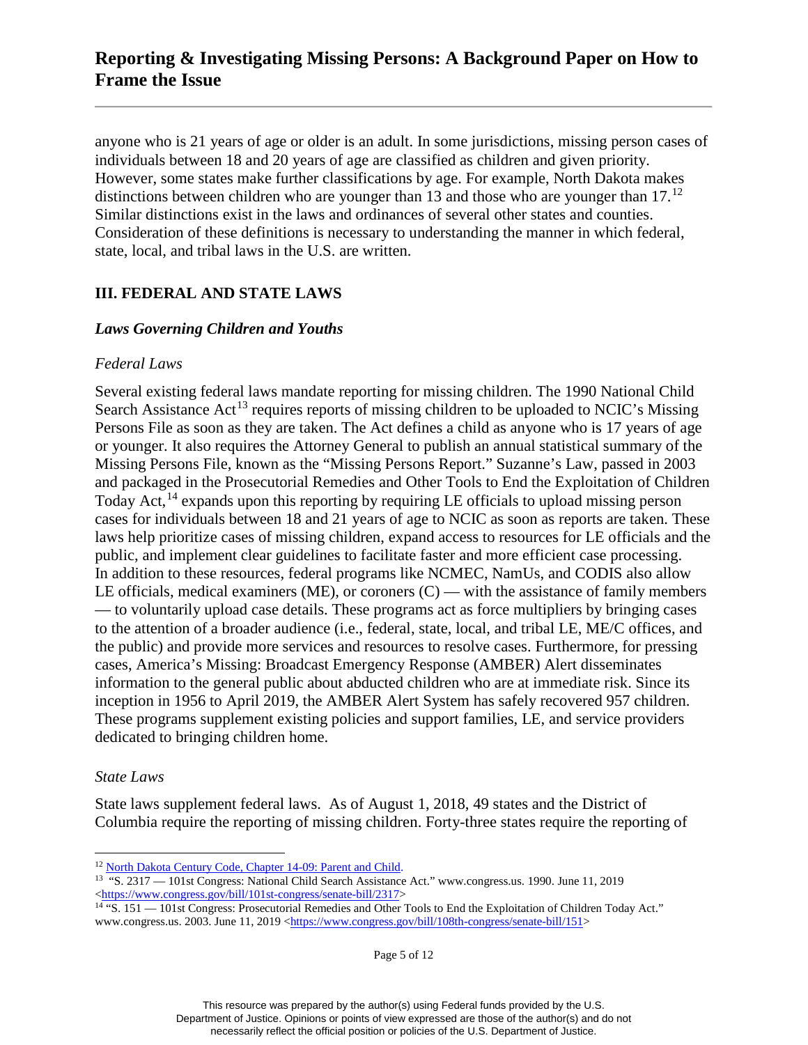anyone who is 21 years of age or older is an adult. In some jurisdictions, missing person cases of individuals between 18 and 20 years of age are classified as children and given priority. However, some states make further classifications by age. For example, North Dakota makes distinctions between children who are younger than 13 and those who are younger than 17.[12] Similar distinctions exist in the laws and ordinances of several other states and counties. Consideration of these definitions is necessary to understanding the manner in which federal, state, local, and tribal laws in the U.S. are written.

## III. FEDERAL AND STATE LAWS

### *Laws Governing Children and Youths*

#### *Federal Laws*

Several existing federal laws mandate reporting for missing children. The 1990 National Child Search Assistance Act[13] requires reports of missing children to be uploaded to NCIC's Missing Persons File as soon as they are taken. The Act defines a child as anyone who is 17 years of age or younger. It also requires the Attorney General to publish an annual statistical summary of the Missing Persons File, known as the "Missing Persons Report." Suzanne's Law, passed in 2003 and packaged in the Prosecutorial Remedies and Other Tools to End the Exploitation of Children Today Act,[14] expands upon this reporting by requiring LE officials to upload missing person cases for individuals between 18 and 21 years of age to NCIC as soon as reports are taken. These laws help prioritize cases of missing children, expand access to resources for LE officials and the public, and implement clear guidelines to facilitate faster and more efficient case processing. In addition to these resources, federal programs like NCMEC, NamUs, and CODIS also allow LE officials, medical examiners (ME), or coroners (C) — with the assistance of family members — to voluntarily upload case details. These programs act as force multipliers by bringing cases to the attention of a broader audience (i.e., federal, state, local, and tribal LE, ME/C offices, and the public) and provide more services and resources to resolve cases. Furthermore, for pressing cases, America's Missing: Broadcast Emergency Response (AMBER) Alert disseminates information to the general public about abducted children who are at immediate risk. Since its inception in 1956 to April 2019, the AMBER Alert System has safely recovered 957 children. These programs supplement existing policies and support families, LE, and service providers dedicated to bringing children home.

#### *State Laws*

State laws supplement federal laws. As of August 1, 2018, 49 states and the District of Columbia require the reporting of missing children. Forty-three states require the reporting of

---

[12] North Dakota Century Code, Chapter 14-09: Parent and Child.

[13] "S. 2317 — 101st Congress: National Child Search Assistance Act." www.congress.us. 1990. June 11, 2019 <https://www.congress.gov/bill/101st-congress/senate-bill/2317>

[14] "S. 151 — 101st Congress: Prosecutorial Remedies and Other Tools to End the Exploitation of Children Today Act." www.congress.us. 2003. June 11, 2019 <https://www.congress.gov/bill/108th-congress/senate-bill/151>

This resource was prepared by the author(s) using Federal funds provided by the U.S. Department of Justice. Opinions or points of view expressed are those of the author(s) and do not necessarily reflect the official position or policies of the U.S. Department of Justice.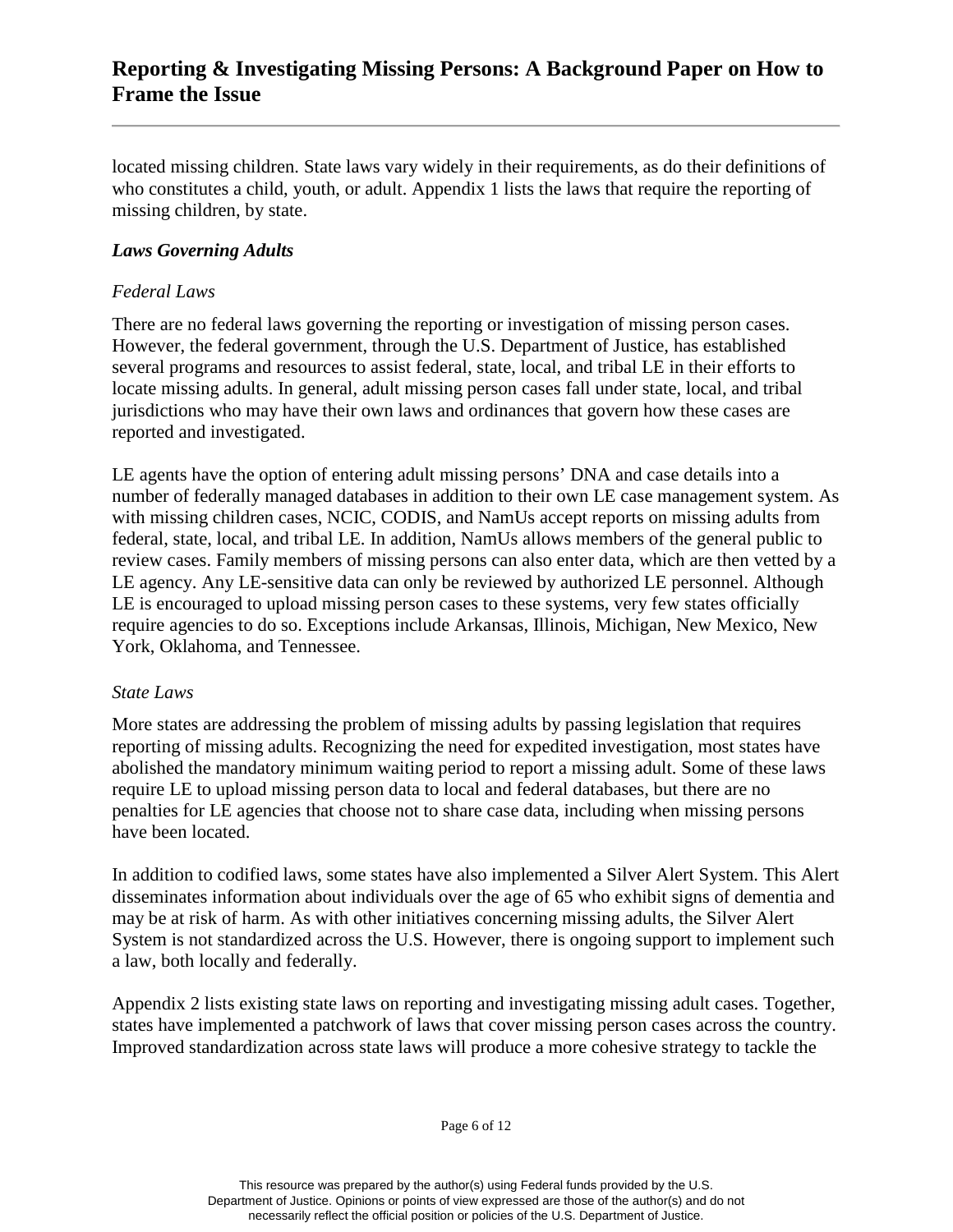located missing children. State laws vary widely in their requirements, as do their definitions of who constitutes a child, youth, or adult. Appendix 1 lists the laws that require the reporting of missing children, by state.

### *Laws Governing Adults*

#### *Federal Laws*

There are no federal laws governing the reporting or investigation of missing person cases. However, the federal government, through the U.S. Department of Justice, has established several programs and resources to assist federal, state, local, and tribal LE in their efforts to locate missing adults. In general, adult missing person cases fall under state, local, and tribal jurisdictions who may have their own laws and ordinances that govern how these cases are reported and investigated.

LE agents have the option of entering adult missing persons' DNA and case details into a number of federally managed databases in addition to their own LE case management system. As with missing children cases, NCIC, CODIS, and NamUs accept reports on missing adults from federal, state, local, and tribal LE. In addition, NamUs allows members of the general public to review cases. Family members of missing persons can also enter data, which are then vetted by a LE agency. Any LE-sensitive data can only be reviewed by authorized LE personnel. Although LE is encouraged to upload missing person cases to these systems, very few states officially require agencies to do so. Exceptions include Arkansas, Illinois, Michigan, New Mexico, New York, Oklahoma, and Tennessee.

#### *State Laws*

More states are addressing the problem of missing adults by passing legislation that requires reporting of missing adults. Recognizing the need for expedited investigation, most states have abolished the mandatory minimum waiting period to report a missing adult. Some of these laws require LE to upload missing person data to local and federal databases, but there are no penalties for LE agencies that choose not to share case data, including when missing persons have been located.

In addition to codified laws, some states have also implemented a Silver Alert System. This Alert disseminates information about individuals over the age of 65 who exhibit signs of dementia and may be at risk of harm. As with other initiatives concerning missing adults, the Silver Alert System is not standardized across the U.S. However, there is ongoing support to implement such a law, both locally and federally.

Appendix 2 lists existing state laws on reporting and investigating missing adult cases. Together, states have implemented a patchwork of laws that cover missing person cases across the country. Improved standardization across state laws will produce a more cohesive strategy to tackle the

This resource was prepared by the author(s) using Federal funds provided by the U.S. Department of Justice. Opinions or points of view expressed are those of the author(s) and do not necessarily reflect the official position or policies of the U.S. Department of Justice.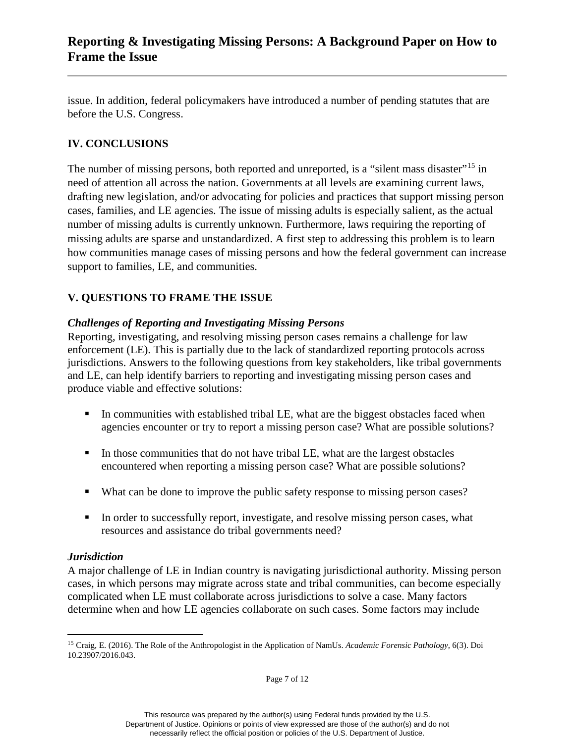issue. In addition, federal policymakers have introduced a number of pending statutes that are before the U.S. Congress.

## IV. CONCLUSIONS

The number of missing persons, both reported and unreported, is a "silent mass disaster"[15] in need of attention all across the nation. Governments at all levels are examining current laws, drafting new legislation, and/or advocating for policies and practices that support missing person cases, families, and LE agencies. The issue of missing adults is especially salient, as the actual number of missing adults is currently unknown. Furthermore, laws requiring the reporting of missing adults are sparse and unstandardized. A first step to addressing this problem is to learn how communities manage cases of missing persons and how the federal government can increase support to families, LE, and communities.

## V. QUESTIONS TO FRAME THE ISSUE

### *Challenges of Reporting and Investigating Missing Persons*

Reporting, investigating, and resolving missing person cases remains a challenge for law enforcement (LE). This is partially due to the lack of standardized reporting protocols across jurisdictions. Answers to the following questions from key stakeholders, like tribal governments and LE, can help identify barriers to reporting and investigating missing person cases and produce viable and effective solutions:

- In communities with established tribal LE, what are the biggest obstacles faced when agencies encounter or try to report a missing person case? What are possible solutions?
- In those communities that do not have tribal LE, what are the largest obstacles encountered when reporting a missing person case? What are possible solutions?
- What can be done to improve the public safety response to missing person cases?
- In order to successfully report, investigate, and resolve missing person cases, what resources and assistance do tribal governments need?

### *Jurisdiction*

A major challenge of LE in Indian country is navigating jurisdictional authority. Missing person cases, in which persons may migrate across state and tribal communities, can become especially complicated when LE must collaborate across jurisdictions to solve a case. Many factors determine when and how LE agencies collaborate on such cases. Some factors may include

[15] Craig, E. (2016). The Role of the Anthropologist in the Application of NamUs. *Academic Forensic Pathology*, 6(3). Doi 10.23907/2016.043.

This resource was prepared by the author(s) using Federal funds provided by the U.S. Department of Justice. Opinions or points of view expressed are those of the author(s) and do not necessarily reflect the official position or policies of the U.S. Department of Justice.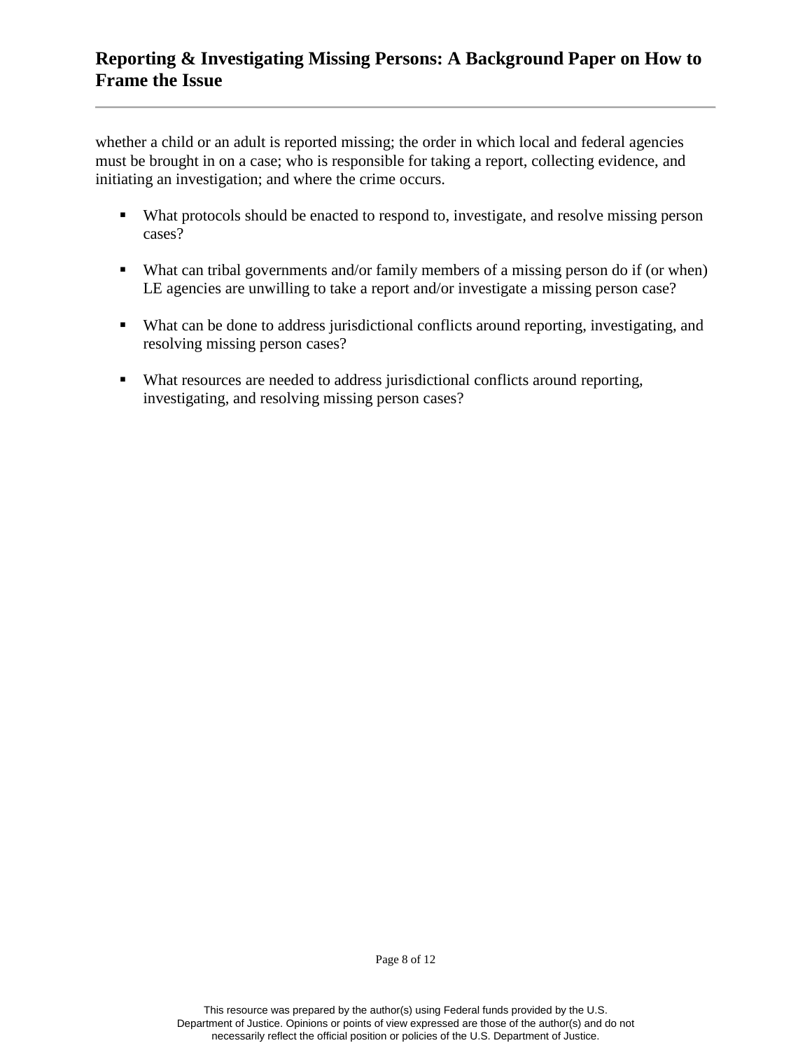whether a child or an adult is reported missing; the order in which local and federal agencies must be brought in on a case; who is responsible for taking a report, collecting evidence, and initiating an investigation; and where the crime occurs.

- What protocols should be enacted to respond to, investigate, and resolve missing person cases?

- What can tribal governments and/or family members of a missing person do if (or when) LE agencies are unwilling to take a report and/or investigate a missing person case?

- What can be done to address jurisdictional conflicts around reporting, investigating, and resolving missing person cases?

- What resources are needed to address jurisdictional conflicts around reporting, investigating, and resolving missing person cases?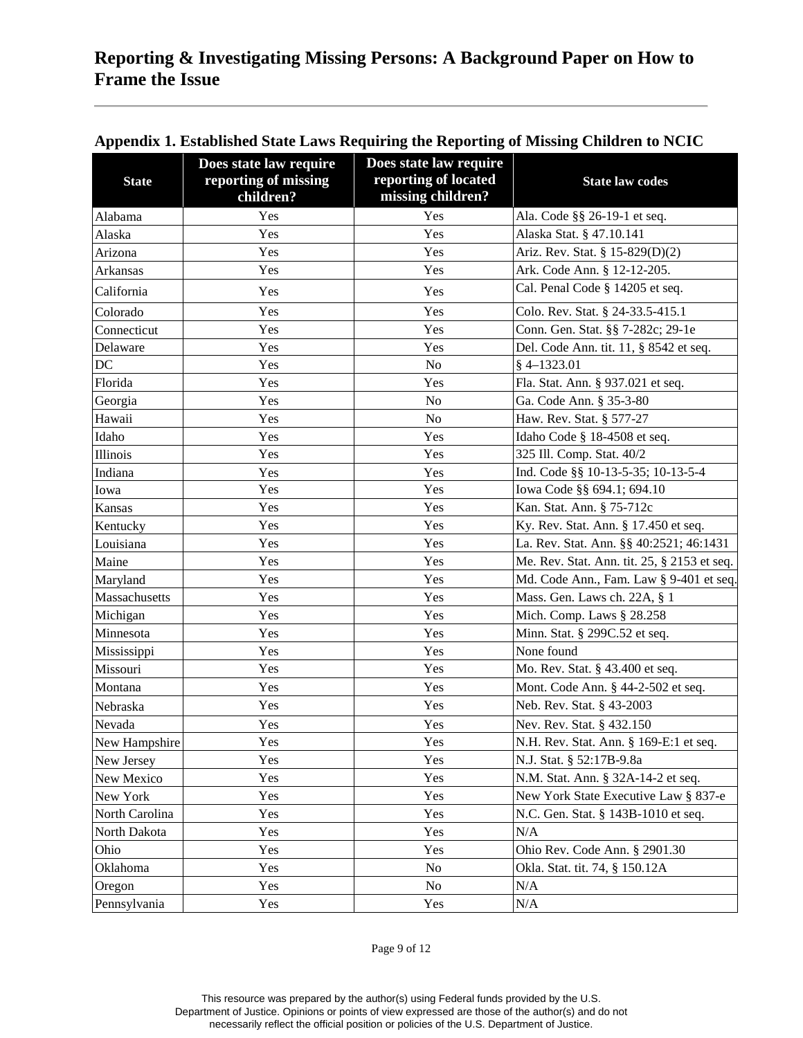## Appendix 1. Established State Laws Requiring the Reporting of Missing Children to NCIC

| State | Does state law require reporting of missing children? | Does state law require reporting of located missing children? | State law codes |
|---|---|---|---|
| Alabama | Yes | Yes | Ala. Code §§ 26-19-1 et seq. |
| Alaska | Yes | Yes | Alaska Stat. § 47.10.141 |
| Arizona | Yes | Yes | Ariz. Rev. Stat. § 15-829(D)(2) |
| Arkansas | Yes | Yes | Ark. Code Ann. § 12-12-205. |
| California | Yes | Yes | Cal. Penal Code § 14205 et seq. |
| Colorado | Yes | Yes | Colo. Rev. Stat. § 24-33.5-415.1 |
| Connecticut | Yes | Yes | Conn. Gen. Stat. §§ 7-282c; 29-1e |
| Delaware | Yes | Yes | Del. Code Ann. tit. 11, § 8542 et seq. |
| DC | Yes | No | § 4–1323.01 |
| Florida | Yes | Yes | Fla. Stat. Ann. § 937.021 et seq. |
| Georgia | Yes | No | Ga. Code Ann. § 35-3-80 |
| Hawaii | Yes | No | Haw. Rev. Stat. § 577-27 |
| Idaho | Yes | Yes | Idaho Code § 18-4508 et seq. |
| Illinois | Yes | Yes | 325 Ill. Comp. Stat. 40/2 |
| Indiana | Yes | Yes | Ind. Code §§ 10-13-5-35; 10-13-5-4 |
| Iowa | Yes | Yes | Iowa Code §§ 694.1; 694.10 |
| Kansas | Yes | Yes | Kan. Stat. Ann. § 75-712c |
| Kentucky | Yes | Yes | Ky. Rev. Stat. Ann. § 17.450 et seq. |
| Louisiana | Yes | Yes | La. Rev. Stat. Ann. §§ 40:2521; 46:1431 |
| Maine | Yes | Yes | Me. Rev. Stat. Ann. tit. 25, § 2153 et seq. |
| Maryland | Yes | Yes | Md. Code Ann., Fam. Law § 9-401 et seq. |
| Massachusetts | Yes | Yes | Mass. Gen. Laws ch. 22A, § 1 |
| Michigan | Yes | Yes | Mich. Comp. Laws § 28.258 |
| Minnesota | Yes | Yes | Minn. Stat. § 299C.52 et seq. |
| Mississippi | Yes | Yes | None found |
| Missouri | Yes | Yes | Mo. Rev. Stat. § 43.400 et seq. |
| Montana | Yes | Yes | Mont. Code Ann. § 44-2-502 et seq. |
| Nebraska | Yes | Yes | Neb. Rev. Stat. § 43-2003 |
| Nevada | Yes | Yes | Nev. Rev. Stat. § 432.150 |
| New Hampshire | Yes | Yes | N.H. Rev. Stat. Ann. § 169-E:1 et seq. |
| New Jersey | Yes | Yes | N.J. Stat. § 52:17B-9.8a |
| New Mexico | Yes | Yes | N.M. Stat. Ann. § 32A-14-2 et seq. |
| New York | Yes | Yes | New York State Executive Law § 837-e |
| North Carolina | Yes | Yes | N.C. Gen. Stat. § 143B-1010 et seq. |
| North Dakota | Yes | Yes | N/A |
| Ohio | Yes | Yes | Ohio Rev. Code Ann. § 2901.30 |
| Oklahoma | Yes | No | Okla. Stat. tit. 74, § 150.12A |
| Oregon | Yes | No | N/A |
| Pennsylvania | Yes | Yes | N/A |

This resource was prepared by the author(s) using Federal funds provided by the U.S. Department of Justice. Opinions or points of view expressed are those of the author(s) and do not necessarily reflect the official position or policies of the U.S. Department of Justice.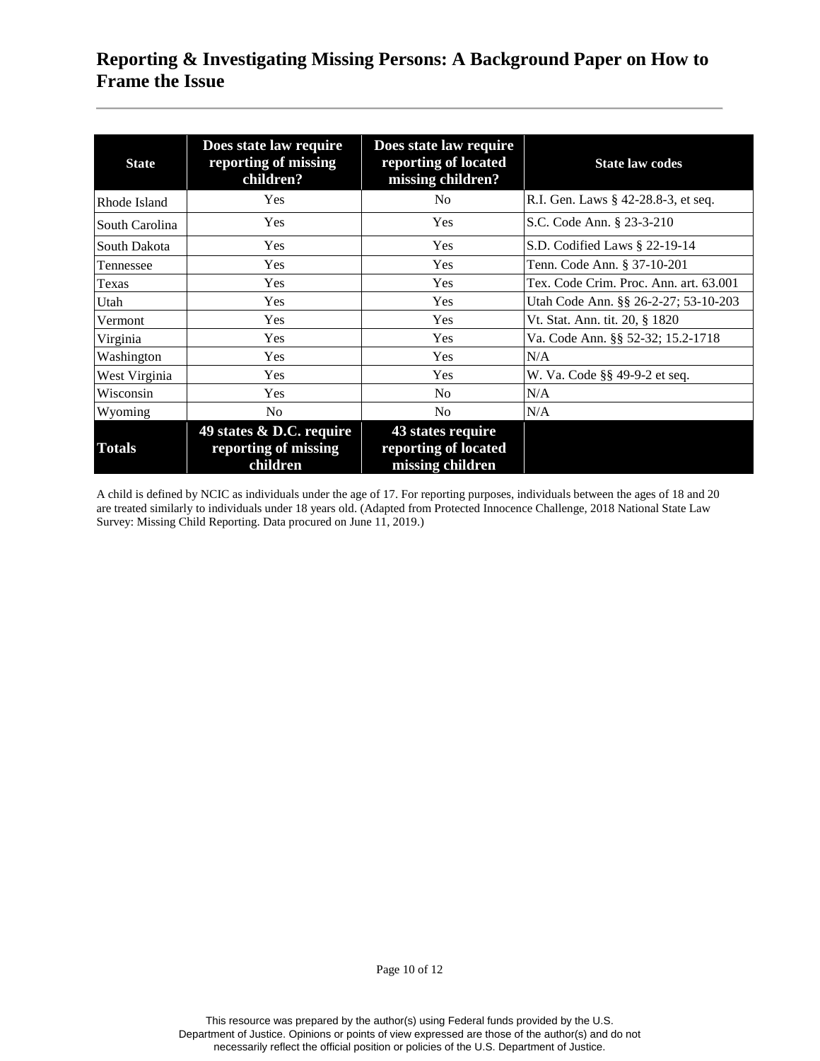| State | Does state law require reporting of missing children? | Does state law require reporting of located missing children? | State law codes |
|---|---|---|---|
| Rhode Island | Yes | No | R.I. Gen. Laws § 42-28.8-3, et seq. |
| South Carolina | Yes | Yes | S.C. Code Ann. § 23-3-210 |
| South Dakota | Yes | Yes | S.D. Codified Laws § 22-19-14 |
| Tennessee | Yes | Yes | Tenn. Code Ann. § 37-10-201 |
| Texas | Yes | Yes | Tex. Code Crim. Proc. Ann. art. 63.001 |
| Utah | Yes | Yes | Utah Code Ann. §§ 26-2-27; 53-10-203 |
| Vermont | Yes | Yes | Vt. Stat. Ann. tit. 20, § 1820 |
| Virginia | Yes | Yes | Va. Code Ann. §§ 52-32; 15.2-1718 |
| Washington | Yes | Yes | N/A |
| West Virginia | Yes | Yes | W. Va. Code §§ 49-9-2 et seq. |
| Wisconsin | Yes | No | N/A |
| Wyoming | No | No | N/A |
| **Totals** | **49 states & D.C. require reporting of missing children** | **43 states require reporting of located missing children** | |

A child is defined by NCIC as individuals under the age of 17. For reporting purposes, individuals between the ages of 18 and 20 are treated similarly to individuals under 18 years old. (Adapted from Protected Innocence Challenge, 2018 National State Law Survey: Missing Child Reporting. Data procured on June 11, 2019.)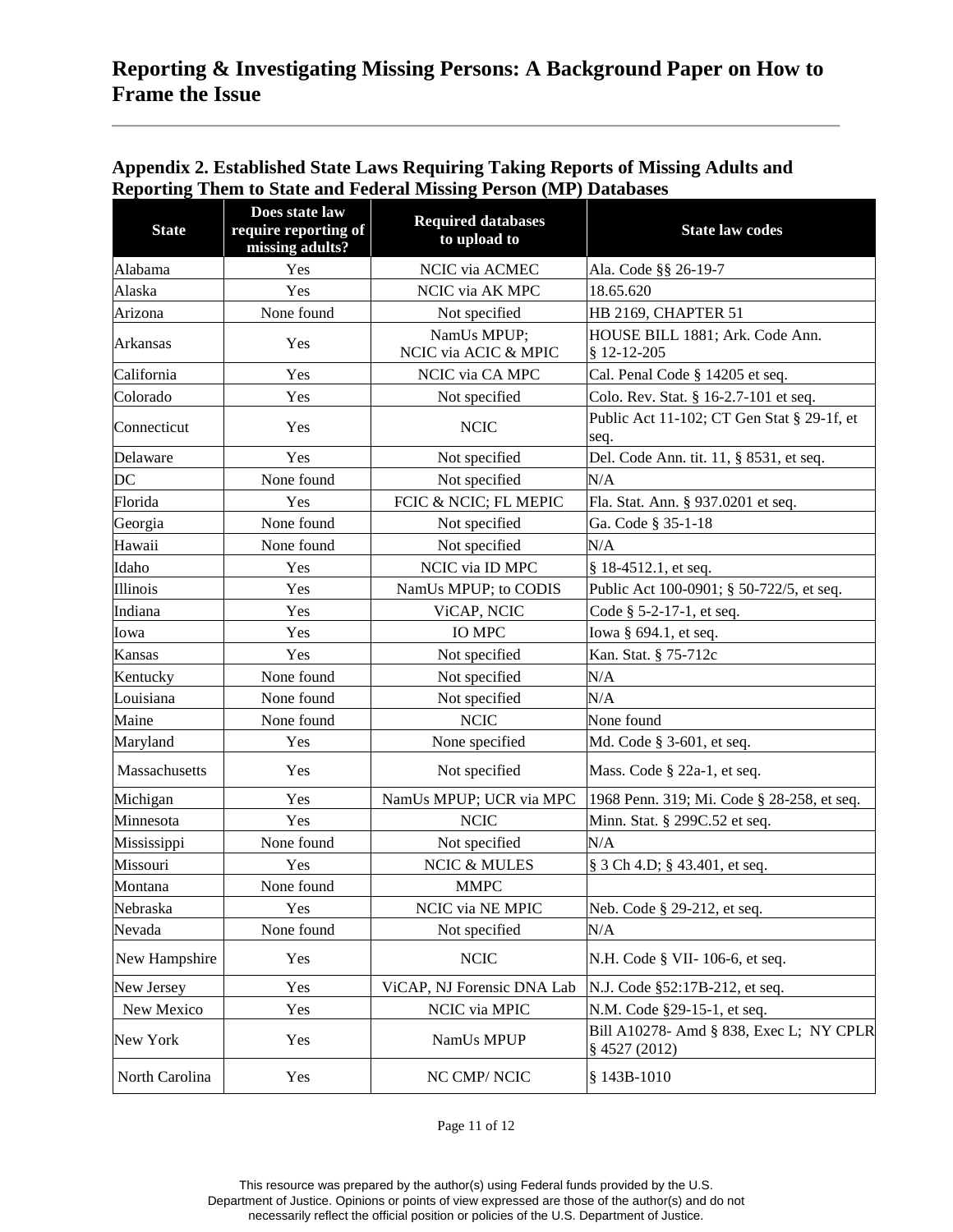## Appendix 2. Established State Laws Requiring Taking Reports of Missing Adults and Reporting Them to State and Federal Missing Person (MP) Databases

| State | Does state law require reporting of missing adults? | Required databases to upload to | State law codes |
|---|---|---|---|
| Alabama | Yes | NCIC via ACMEC | Ala. Code §§ 26-19-7 |
| Alaska | Yes | NCIC via AK MPC | 18.65.620 |
| Arizona | None found | Not specified | HB 2169, CHAPTER 51 |
| Arkansas | Yes | NamUs MPUP; NCIC via ACIC & MPIC | HOUSE BILL 1881; Ark. Code Ann. § 12-12-205 |
| California | Yes | NCIC via CA MPC | Cal. Penal Code § 14205 et seq. |
| Colorado | Yes | Not specified | Colo. Rev. Stat. § 16-2.7-101 et seq. |
| Connecticut | Yes | NCIC | Public Act 11-102; CT Gen Stat § 29-1f, et seq. |
| Delaware | Yes | Not specified | Del. Code Ann. tit. 11, § 8531, et seq. |
| DC | None found | Not specified | N/A |
| Florida | Yes | FCIC & NCIC; FL MEPIC | Fla. Stat. Ann. § 937.0201 et seq. |
| Georgia | None found | Not specified | Ga. Code § 35-1-18 |
| Hawaii | None found | Not specified | N/A |
| Idaho | Yes | NCIC via ID MPC | § 18-4512.1, et seq. |
| Illinois | Yes | NamUs MPUP; to CODIS | Public Act 100-0901; § 50-722/5, et seq. |
| Indiana | Yes | ViCAP, NCIC | Code § 5-2-17-1, et seq. |
| Iowa | Yes | IO MPC | Iowa § 694.1, et seq. |
| Kansas | Yes | Not specified | Kan. Stat. § 75-712c |
| Kentucky | None found | Not specified | N/A |
| Louisiana | None found | Not specified | N/A |
| Maine | None found | NCIC | None found |
| Maryland | Yes | None specified | Md. Code § 3-601, et seq. |
| Massachusetts | Yes | Not specified | Mass. Code § 22a-1, et seq. |
| Michigan | Yes | NamUs MPUP; UCR via MPC | 1968 Penn. 319; Mi. Code § 28-258, et seq. |
| Minnesota | Yes | NCIC | Minn. Stat. § 299C.52 et seq. |
| Mississippi | None found | Not specified | N/A |
| Missouri | Yes | NCIC & MULES | § 3 Ch 4.D; § 43.401, et seq. |
| Montana | None found | MMPC | |
| Nebraska | Yes | NCIC via NE MPIC | Neb. Code § 29-212, et seq. |
| Nevada | None found | Not specified | N/A |
| New Hampshire | Yes | NCIC | N.H. Code § VII- 106-6, et seq. |
| New Jersey | Yes | ViCAP, NJ Forensic DNA Lab | N.J. Code §52:17B-212, et seq. |
| New Mexico | Yes | NCIC via MPIC | N.M. Code §29-15-1, et seq. |
| New York | Yes | NamUs MPUP | Bill A10278- Amd § 838, Exec L; NY CPLR § 4527 (2012) |
| North Carolina | Yes | NC CMP/ NCIC | § 143B-1010 |

This resource was prepared by the author(s) using Federal funds provided by the U.S. Department of Justice. Opinions or points of view expressed are those of the author(s) and do not necessarily reflect the official position or policies of the U.S. Department of Justice.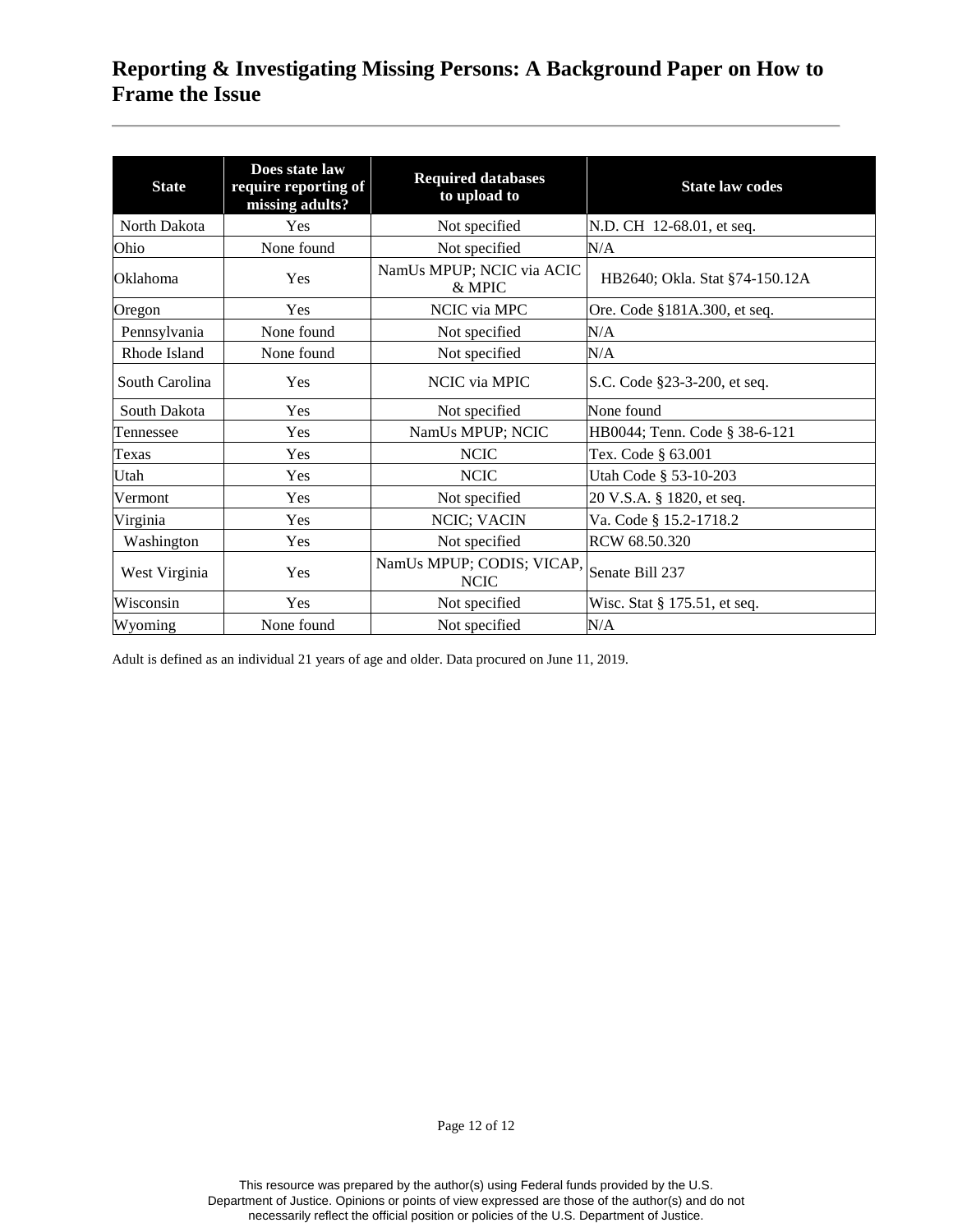| State | Does state law require reporting of missing adults? | Required databases to upload to | State law codes |
|---|---|---|---|
| North Dakota | Yes | Not specified | N.D. CH 12-68.01, et seq. |
| Ohio | None found | Not specified | N/A |
| Oklahoma | Yes | NamUs MPUP; NCIC via ACIC & MPIC | HB2640; Okla. Stat §74-150.12A |
| Oregon | Yes | NCIC via MPC | Ore. Code §181A.300, et seq. |
| Pennsylvania | None found | Not specified | N/A |
| Rhode Island | None found | Not specified | N/A |
| South Carolina | Yes | NCIC via MPIC | S.C. Code §23-3-200, et seq. |
| South Dakota | Yes | Not specified | None found |
| Tennessee | Yes | NamUs MPUP; NCIC | HB0044; Tenn. Code § 38-6-121 |
| Texas | Yes | NCIC | Tex. Code § 63.001 |
| Utah | Yes | NCIC | Utah Code § 53-10-203 |
| Vermont | Yes | Not specified | 20 V.S.A. § 1820, et seq. |
| Virginia | Yes | NCIC; VACIN | Va. Code § 15.2-1718.2 |
| Washington | Yes | Not specified | RCW 68.50.320 |
| West Virginia | Yes | NamUs MPUP; CODIS; VICAP, NCIC | Senate Bill 237 |
| Wisconsin | Yes | Not specified | Wisc. Stat § 175.51, et seq. |
| Wyoming | None found | Not specified | N/A |

Adult is defined as an individual 21 years of age and older. Data procured on June 11, 2019.